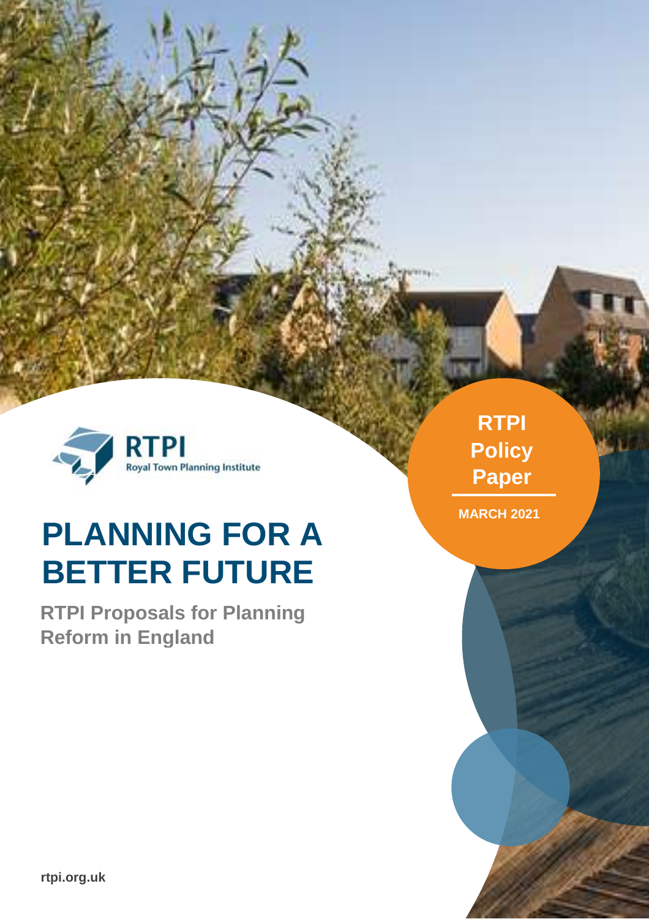RTPI
Royal Town Planning Institute

RTPI Policy Paper

MARCH 2021

# PLANNING FOR A BETTER FUTURE

## RTPI Proposals for Planning Reform in England

rtpi.org.uk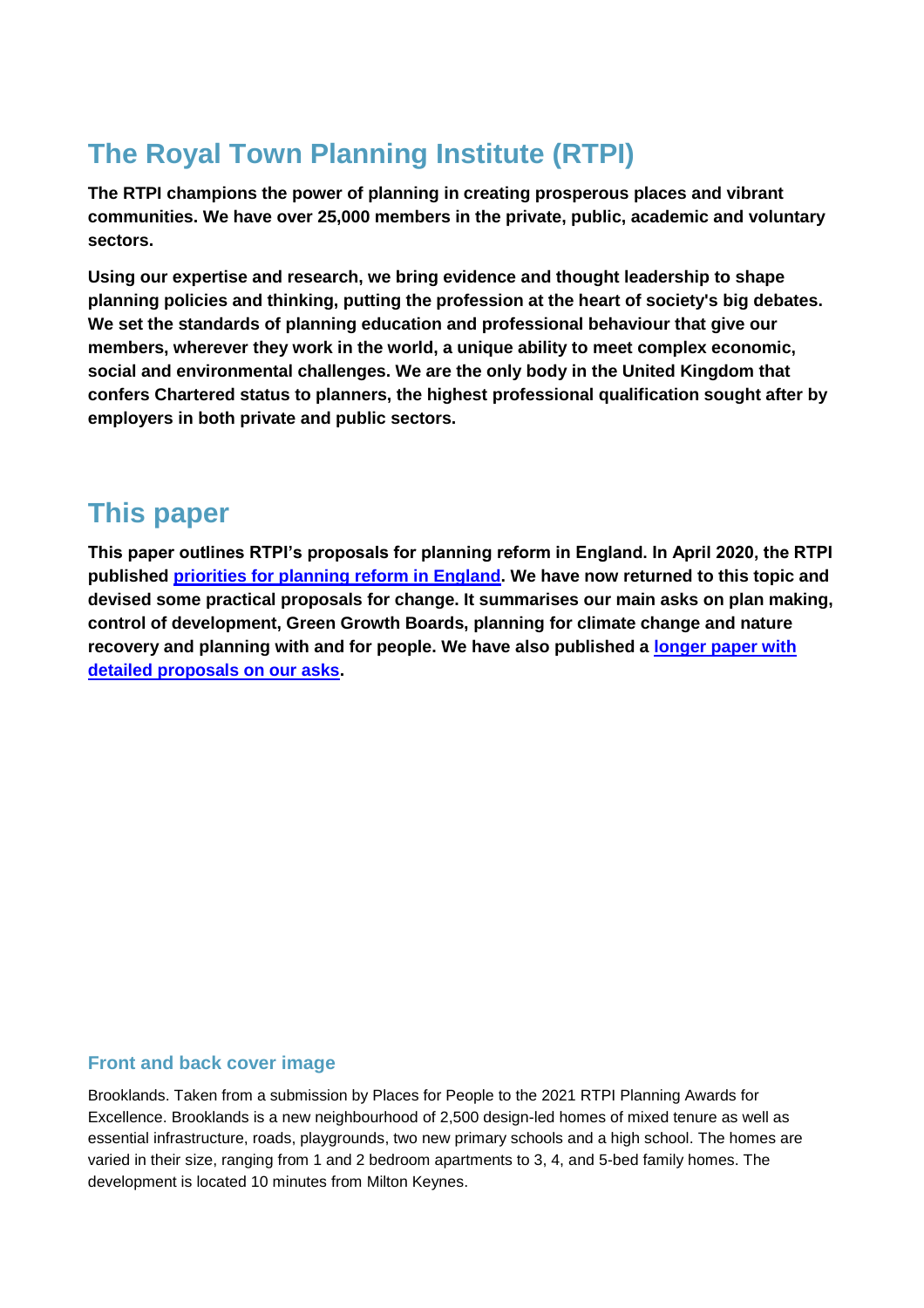## The Royal Town Planning Institute (RTPI)

**The RTPI champions the power of planning in creating prosperous places and vibrant communities. We have over 25,000 members in the private, public, academic and voluntary sectors.**

**Using our expertise and research, we bring evidence and thought leadership to shape planning policies and thinking, putting the profession at the heart of society's big debates. We set the standards of planning education and professional behaviour that give our members, wherever they work in the world, a unique ability to meet complex economic, social and environmental challenges. We are the only body in the United Kingdom that confers Chartered status to planners, the highest professional qualification sought after by employers in both private and public sectors.**

## This paper

**This paper outlines RTPI's proposals for planning reform in England. In April 2020, the RTPI published priorities for planning reform in England. We have now returned to this topic and devised some practical proposals for change. It summarises our main asks on plan making, control of development, Green Growth Boards, planning for climate change and nature recovery and planning with and for people. We have also published a longer paper with detailed proposals on our asks.**

### Front and back cover image

Brooklands. Taken from a submission by Places for People to the 2021 RTPI Planning Awards for Excellence. Brooklands is a new neighbourhood of 2,500 design-led homes of mixed tenure as well as essential infrastructure, roads, playgrounds, two new primary schools and a high school. The homes are varied in their size, ranging from 1 and 2 bedroom apartments to 3, 4, and 5-bed family homes. The development is located 10 minutes from Milton Keynes.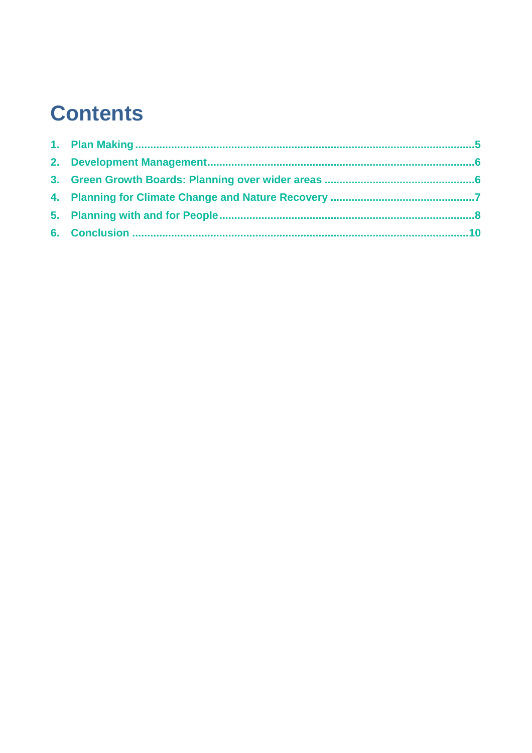# Contents

1. Plan Making ........................................ 5
2. Development Management ........................................ 6
3. Green Growth Boards: Planning over wider areas ........................................ 6
4. Planning for Climate Change and Nature Recovery ........................................ 7
5. Planning with and for People ........................................ 8
6. Conclusion ........................................ 10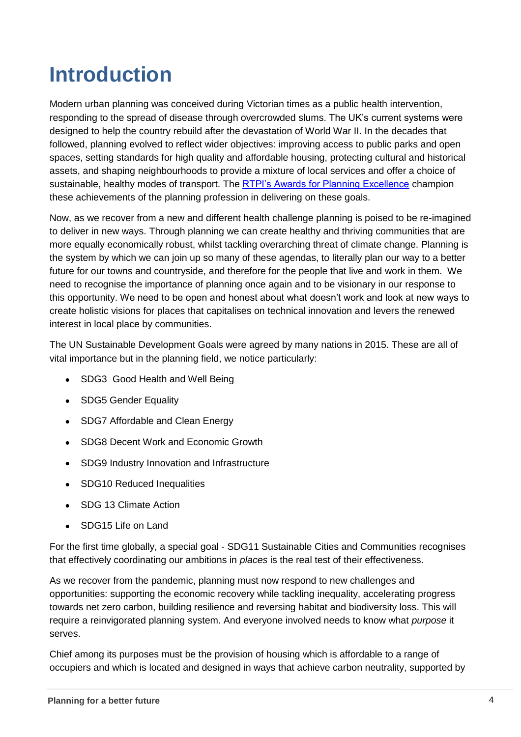# Introduction

Modern urban planning was conceived during Victorian times as a public health intervention, responding to the spread of disease through overcrowded slums. The UK's current systems were designed to help the country rebuild after the devastation of World War II. In the decades that followed, planning evolved to reflect wider objectives: improving access to public parks and open spaces, setting standards for high quality and affordable housing, protecting cultural and historical assets, and shaping neighbourhoods to provide a mixture of local services and offer a choice of sustainable, healthy modes of transport. The [RTPI's Awards for Planning Excellence]() champion these achievements of the planning profession in delivering on these goals.

Now, as we recover from a new and different health challenge planning is poised to be re-imagined to deliver in new ways. Through planning we can create healthy and thriving communities that are more equally economically robust, whilst tackling overarching threat of climate change. Planning is the system by which we can join up so many of these agendas, to literally plan our way to a better future for our towns and countryside, and therefore for the people that live and work in them. We need to recognise the importance of planning once again and to be visionary in our response to this opportunity. We need to be open and honest about what doesn't work and look at new ways to create holistic visions for places that capitalises on technical innovation and levers the renewed interest in local place by communities.

The UN Sustainable Development Goals were agreed by many nations in 2015. These are all of vital importance but in the planning field, we notice particularly:

- SDG3 Good Health and Well Being
- SDG5 Gender Equality
- SDG7 Affordable and Clean Energy
- SDG8 Decent Work and Economic Growth
- SDG9 Industry Innovation and Infrastructure
- SDG10 Reduced Inequalities
- SDG 13 Climate Action
- SDG15 Life on Land

For the first time globally, a special goal - SDG11 Sustainable Cities and Communities recognises that effectively coordinating our ambitions in *places* is the real test of their effectiveness.

As we recover from the pandemic, planning must now respond to new challenges and opportunities: supporting the economic recovery while tackling inequality, accelerating progress towards net zero carbon, building resilience and reversing habitat and biodiversity loss. This will require a reinvigorated planning system. And everyone involved needs to know what *purpose* it serves.

Chief among its purposes must be the provision of housing which is affordable to a range of occupiers and which is located and designed in ways that achieve carbon neutrality, supported by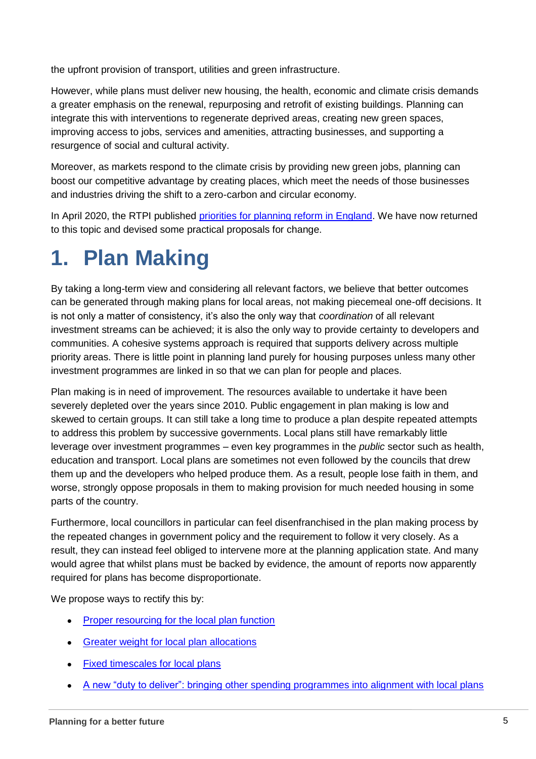the upfront provision of transport, utilities and green infrastructure.

However, while plans must deliver new housing, the health, economic and climate crisis demands a greater emphasis on the renewal, repurposing and retrofit of existing buildings. Planning can integrate this with interventions to regenerate deprived areas, creating new green spaces, improving access to jobs, services and amenities, attracting businesses, and supporting a resurgence of social and cultural activity.

Moreover, as markets respond to the climate crisis by providing new green jobs, planning can boost our competitive advantage by creating places, which meet the needs of those businesses and industries driving the shift to a zero-carbon and circular economy.

In April 2020, the RTPI published [priorities for planning reform in England](). We have now returned to this topic and devised some practical proposals for change.

# 1. Plan Making

By taking a long-term view and considering all relevant factors, we believe that better outcomes can be generated through making plans for local areas, not making piecemeal one-off decisions. It is not only a matter of consistency, it's also the only way that *coordination* of all relevant investment streams can be achieved; it is also the only way to provide certainty to developers and communities. A cohesive systems approach is required that supports delivery across multiple priority areas. There is little point in planning land purely for housing purposes unless many other investment programmes are linked in so that we can plan for people and places.

Plan making is in need of improvement. The resources available to undertake it have been severely depleted over the years since 2010. Public engagement in plan making is low and skewed to certain groups. It can still take a long time to produce a plan despite repeated attempts to address this problem by successive governments. Local plans still have remarkably little leverage over investment programmes – even key programmes in the *public* sector such as health, education and transport. Local plans are sometimes not even followed by the councils that drew them up and the developers who helped produce them. As a result, people lose faith in them, and worse, strongly oppose proposals in them to making provision for much needed housing in some parts of the country.

Furthermore, local councillors in particular can feel disenfranchised in the plan making process by the repeated changes in government policy and the requirement to follow it very closely. As a result, they can instead feel obliged to intervene more at the planning application state. And many would agree that whilst plans must be backed by evidence, the amount of reports now apparently required for plans has become disproportionate.

We propose ways to rectify this by:

- [Proper resourcing for the local plan function]()
- [Greater weight for local plan allocations]()
- [Fixed timescales for local plans]()
- [A new "duty to deliver": bringing other spending programmes into alignment with local plans]()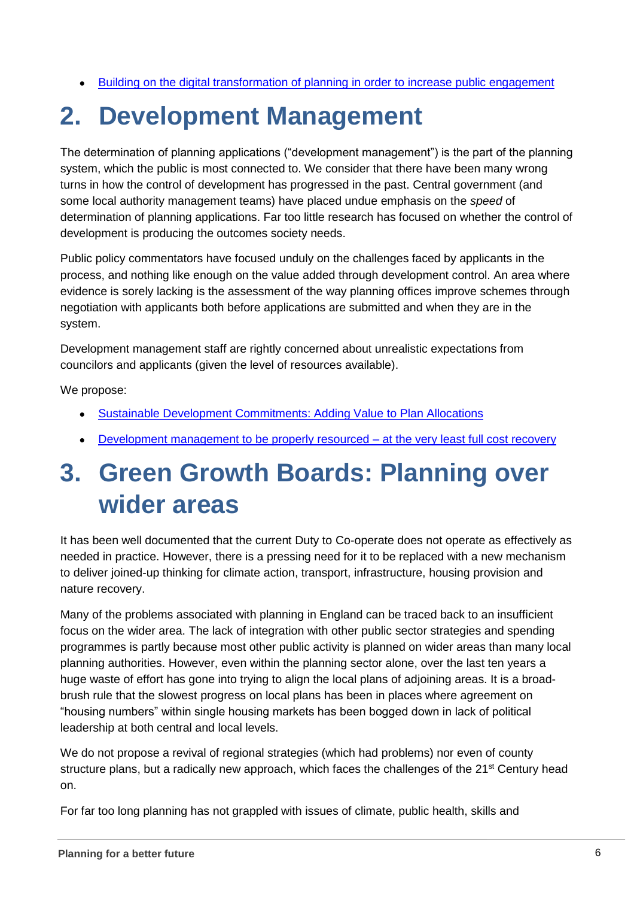- Building on the digital transformation of planning in order to increase public engagement

# 2. Development Management

The determination of planning applications ("development management") is the part of the planning system, which the public is most connected to. We consider that there have been many wrong turns in how the control of development has progressed in the past. Central government (and some local authority management teams) have placed undue emphasis on the *speed* of determination of planning applications. Far too little research has focused on whether the control of development is producing the outcomes society needs.

Public policy commentators have focused unduly on the challenges faced by applicants in the process, and nothing like enough on the value added through development control. An area where evidence is sorely lacking is the assessment of the way planning offices improve schemes through negotiation with applicants both before applications are submitted and when they are in the system.

Development management staff are rightly concerned about unrealistic expectations from councilors and applicants (given the level of resources available).

We propose:

- Sustainable Development Commitments: Adding Value to Plan Allocations
- Development management to be properly resourced – at the very least full cost recovery

# 3. Green Growth Boards: Planning over wider areas

It has been well documented that the current Duty to Co-operate does not operate as effectively as needed in practice. However, there is a pressing need for it to be replaced with a new mechanism to deliver joined-up thinking for climate action, transport, infrastructure, housing provision and nature recovery.

Many of the problems associated with planning in England can be traced back to an insufficient focus on the wider area. The lack of integration with other public sector strategies and spending programmes is partly because most other public activity is planned on wider areas than many local planning authorities. However, even within the planning sector alone, over the last ten years a huge waste of effort has gone into trying to align the local plans of adjoining areas. It is a broad-brush rule that the slowest progress on local plans has been in places where agreement on "housing numbers" within single housing markets has been bogged down in lack of political leadership at both central and local levels.

We do not propose a revival of regional strategies (which had problems) nor even of county structure plans, but a radically new approach, which faces the challenges of the 21st Century head on.

For far too long planning has not grappled with issues of climate, public health, skills and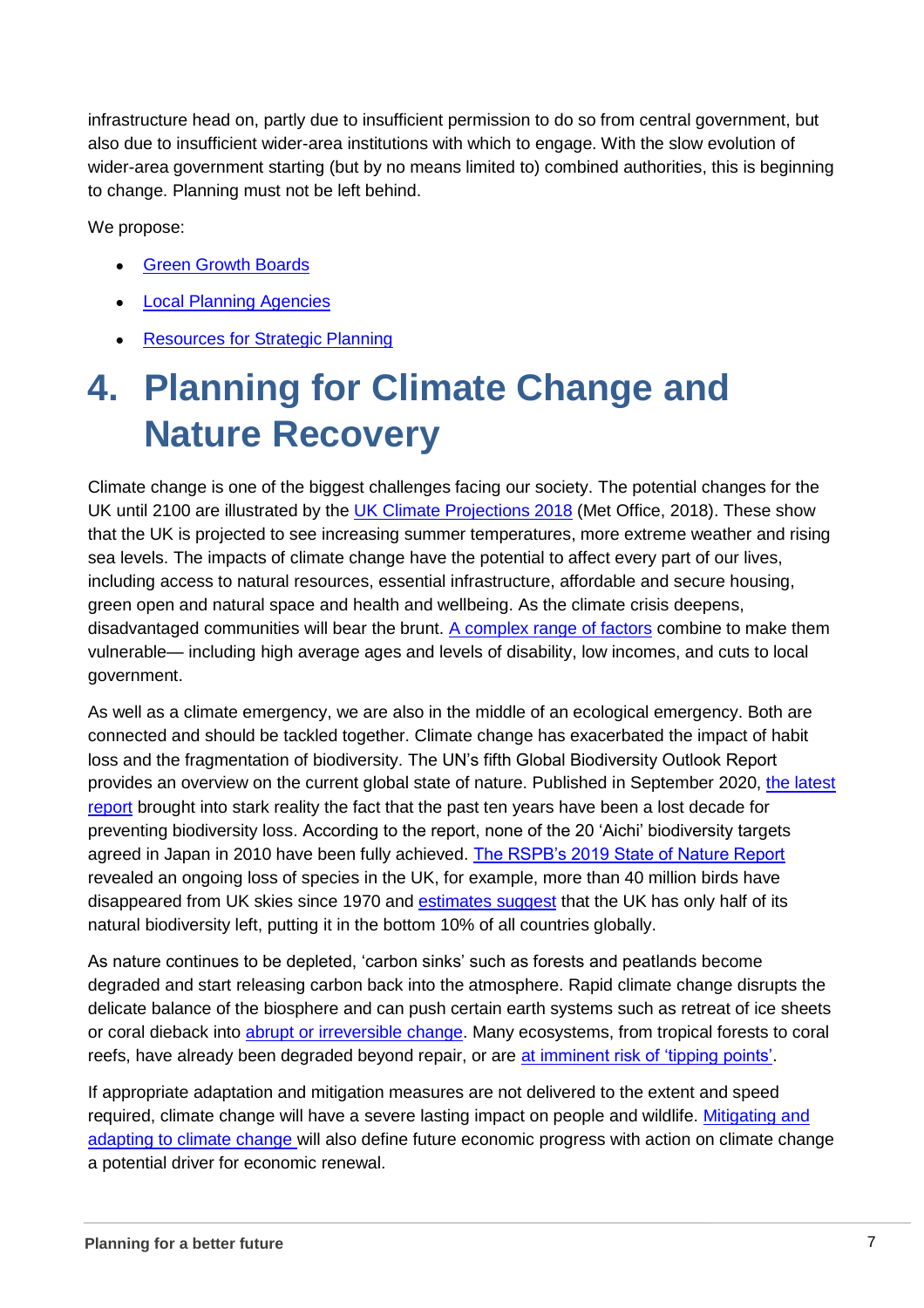infrastructure head on, partly due to insufficient permission to do so from central government, but also due to insufficient wider-area institutions with which to engage. With the slow evolution of wider-area government starting (but by no means limited to) combined authorities, this is beginning to change. Planning must not be left behind.

We propose:

- [Green Growth Boards]()
- [Local Planning Agencies]()
- [Resources for Strategic Planning]()

# 4. Planning for Climate Change and Nature Recovery

Climate change is one of the biggest challenges facing our society. The potential changes for the UK until 2100 are illustrated by the [UK Climate Projections 2018]() (Met Office, 2018). These show that the UK is projected to see increasing summer temperatures, more extreme weather and rising sea levels. The impacts of climate change have the potential to affect every part of our lives, including access to natural resources, essential infrastructure, affordable and secure housing, green open and natural space and health and wellbeing. As the climate crisis deepens, disadvantaged communities will bear the brunt. [A complex range of factors]() combine to make them vulnerable— including high average ages and levels of disability, low incomes, and cuts to local government.

As well as a climate emergency, we are also in the middle of an ecological emergency. Both are connected and should be tackled together. Climate change has exacerbated the impact of habit loss and the fragmentation of biodiversity. The UN's fifth Global Biodiversity Outlook Report provides an overview on the current global state of nature. Published in September 2020, [the latest report]() brought into stark reality the fact that the past ten years have been a lost decade for preventing biodiversity loss. According to the report, none of the 20 'Aichi' biodiversity targets agreed in Japan in 2010 have been fully achieved. [The RSPB's 2019 State of Nature Report]() revealed an ongoing loss of species in the UK, for example, more than 40 million birds have disappeared from UK skies since 1970 and [estimates suggest]() that the UK has only half of its natural biodiversity left, putting it in the bottom 10% of all countries globally.

As nature continues to be depleted, 'carbon sinks' such as forests and peatlands become degraded and start releasing carbon back into the atmosphere. Rapid climate change disrupts the delicate balance of the biosphere and can push certain earth systems such as retreat of ice sheets or coral dieback into [abrupt or irreversible change](). Many ecosystems, from tropical forests to coral reefs, have already been degraded beyond repair, or are [at imminent risk of 'tipping points']().

If appropriate adaptation and mitigation measures are not delivered to the extent and speed required, climate change will have a severe lasting impact on people and wildlife. [Mitigating and adapting to climate change]() will also define future economic progress with action on climate change a potential driver for economic renewal.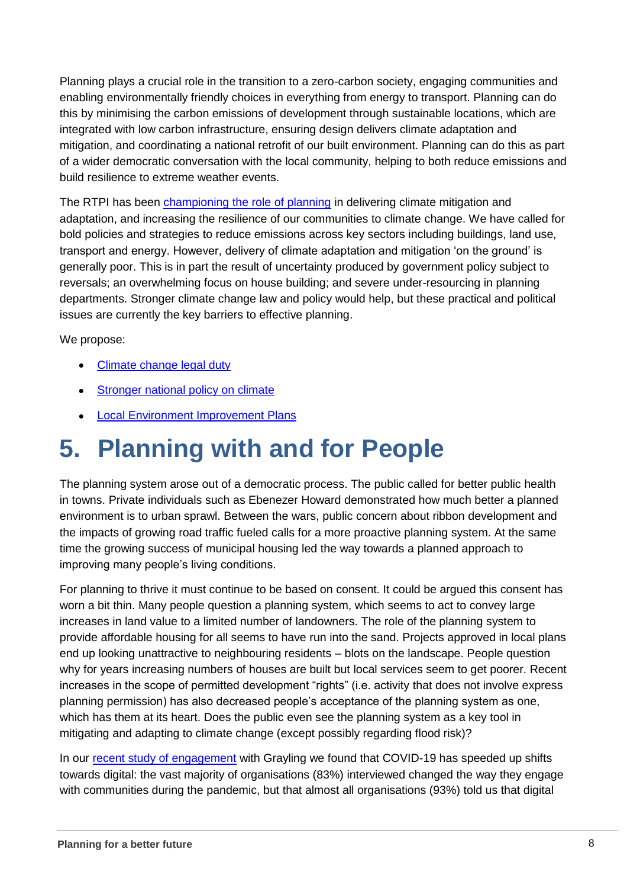Planning plays a crucial role in the transition to a zero-carbon society, engaging communities and enabling environmentally friendly choices in everything from energy to transport. Planning can do this by minimising the carbon emissions of development through sustainable locations, which are integrated with low carbon infrastructure, ensuring design delivers climate adaptation and mitigation, and coordinating a national retrofit of our built environment. Planning can do this as part of a wider democratic conversation with the local community, helping to both reduce emissions and build resilience to extreme weather events.

The RTPI has been championing the role of planning in delivering climate mitigation and adaptation, and increasing the resilience of our communities to climate change. We have called for bold policies and strategies to reduce emissions across key sectors including buildings, land use, transport and energy. However, delivery of climate adaptation and mitigation 'on the ground' is generally poor. This is in part the result of uncertainty produced by government policy subject to reversals; an overwhelming focus on house building; and severe under-resourcing in planning departments. Stronger climate change law and policy would help, but these practical and political issues are currently the key barriers to effective planning.

We propose:

- Climate change legal duty
- Stronger national policy on climate
- Local Environment Improvement Plans

# 5. Planning with and for People

The planning system arose out of a democratic process. The public called for better public health in towns. Private individuals such as Ebenezer Howard demonstrated how much better a planned environment is to urban sprawl. Between the wars, public concern about ribbon development and the impacts of growing road traffic fueled calls for a more proactive planning system. At the same time the growing success of municipal housing led the way towards a planned approach to improving many people's living conditions.

For planning to thrive it must continue to be based on consent. It could be argued this consent has worn a bit thin. Many people question a planning system, which seems to act to convey large increases in land value to a limited number of landowners. The role of the planning system to provide affordable housing for all seems to have run into the sand. Projects approved in local plans end up looking unattractive to neighbouring residents – blots on the landscape. People question why for years increasing numbers of houses are built but local services seem to get poorer. Recent increases in the scope of permitted development "rights" (i.e. activity that does not involve express planning permission) has also decreased people's acceptance of the planning system as one, which has them at its heart. Does the public even see the planning system as a key tool in mitigating and adapting to climate change (except possibly regarding flood risk)?

In our recent study of engagement with Grayling we found that COVID-19 has speeded up shifts towards digital: the vast majority of organisations (83%) interviewed changed the way they engage with communities during the pandemic, but that almost all organisations (93%) told us that digital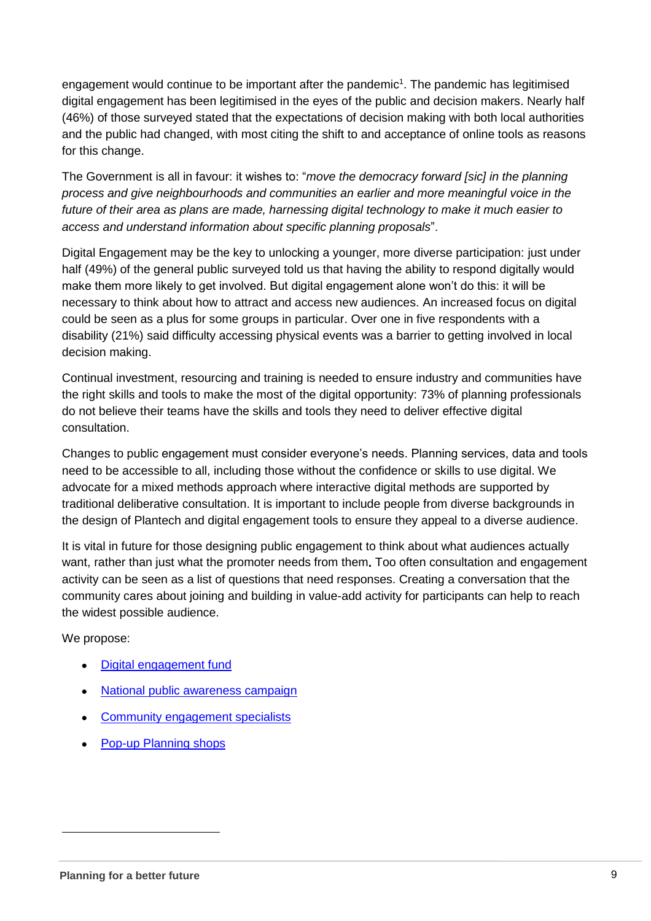engagement would continue to be important after the pandemic[1]. The pandemic has legitimised digital engagement has been legitimised in the eyes of the public and decision makers. Nearly half (46%) of those surveyed stated that the expectations of decision making with both local authorities and the public had changed, with most citing the shift to and acceptance of online tools as reasons for this change.

The Government is all in favour: it wishes to: "*move the democracy forward [sic] in the planning process and give neighbourhoods and communities an earlier and more meaningful voice in the future of their area as plans are made, harnessing digital technology to make it much easier to access and understand information about specific planning proposals*".

Digital Engagement may be the key to unlocking a younger, more diverse participation: just under half (49%) of the general public surveyed told us that having the ability to respond digitally would make them more likely to get involved. But digital engagement alone won't do this: it will be necessary to think about how to attract and access new audiences. An increased focus on digital could be seen as a plus for some groups in particular. Over one in five respondents with a disability (21%) said difficulty accessing physical events was a barrier to getting involved in local decision making.

Continual investment, resourcing and training is needed to ensure industry and communities have the right skills and tools to make the most of the digital opportunity: 73% of planning professionals do not believe their teams have the skills and tools they need to deliver effective digital consultation.

Changes to public engagement must consider everyone's needs. Planning services, data and tools need to be accessible to all, including those without the confidence or skills to use digital. We advocate for a mixed methods approach where interactive digital methods are supported by traditional deliberative consultation. It is important to include people from diverse backgrounds in the design of Plantech and digital engagement tools to ensure they appeal to a diverse audience.

It is vital in future for those designing public engagement to think about what audiences actually want, rather than just what the promoter needs from them**.** Too often consultation and engagement activity can be seen as a list of questions that need responses. Creating a conversation that the community cares about joining and building in value-add activity for participants can help to reach the widest possible audience.

We propose:

- Digital engagement fund
- National public awareness campaign
- Community engagement specialists
- Pop-up Planning shops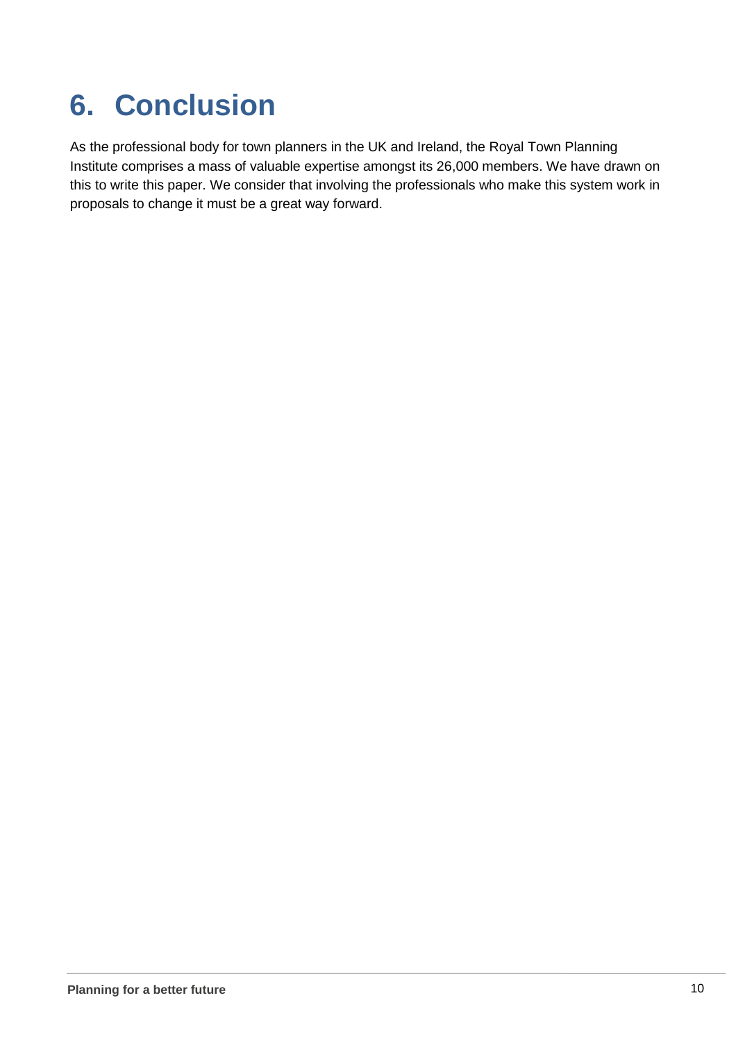# 6. Conclusion

As the professional body for town planners in the UK and Ireland, the Royal Town Planning Institute comprises a mass of valuable expertise amongst its 26,000 members. We have drawn on this to write this paper. We consider that involving the professionals who make this system work in proposals to change it must be a great way forward.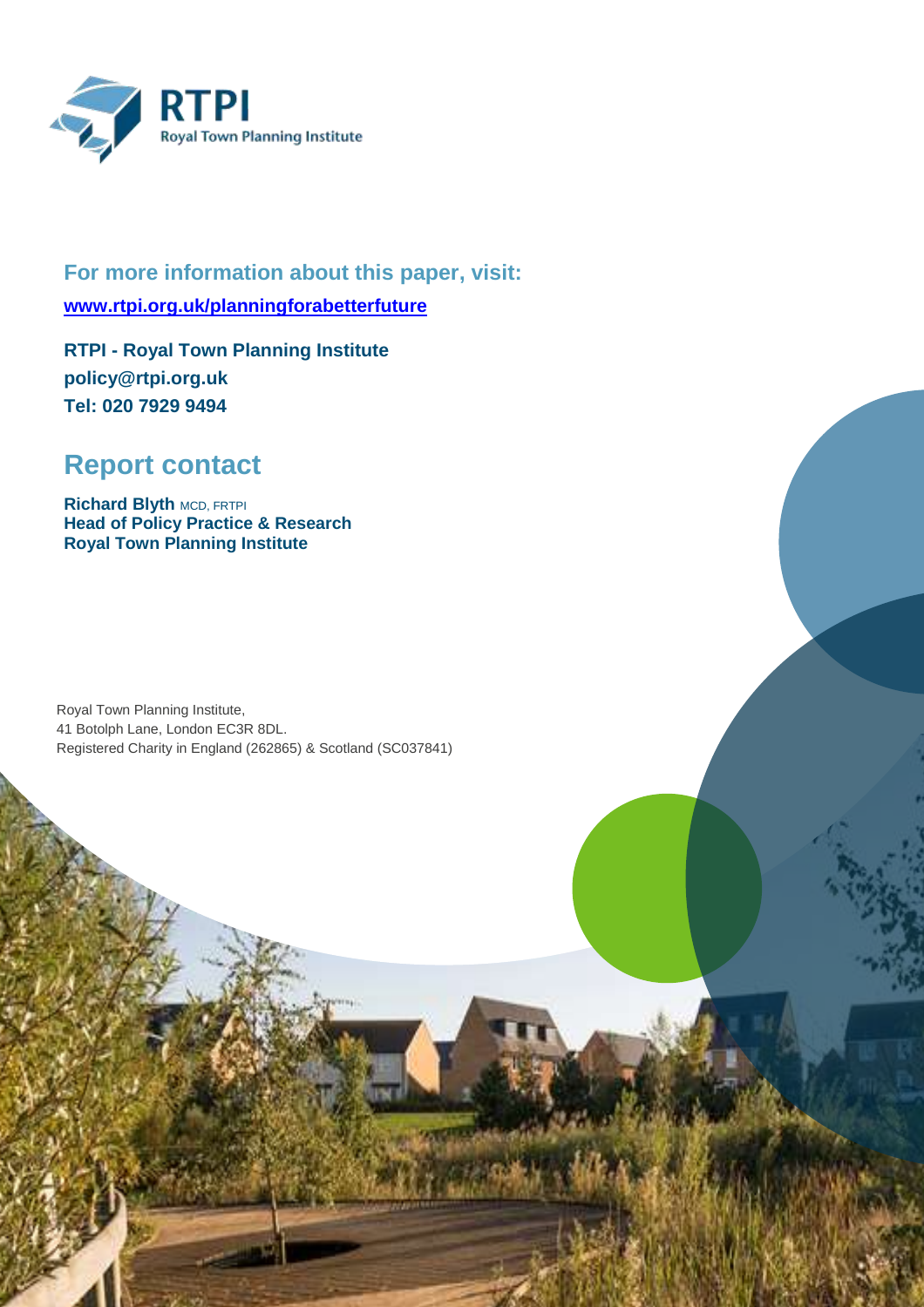RTPI
Royal Town Planning Institute

**For more information about this paper, visit:**

**www.rtpi.org.uk/planningforabetterfuture**

**RTPI - Royal Town Planning Institute**
**policy@rtpi.org.uk**
**Tel: 020 7929 9494**

## Report contact

**Richard Blyth** MCD, FRTPI
**Head of Policy Practice & Research**
**Royal Town Planning Institute**

Royal Town Planning Institute,
41 Botolph Lane, London EC3R 8DL.
Registered Charity in England (262865) & Scotland (SC037841)